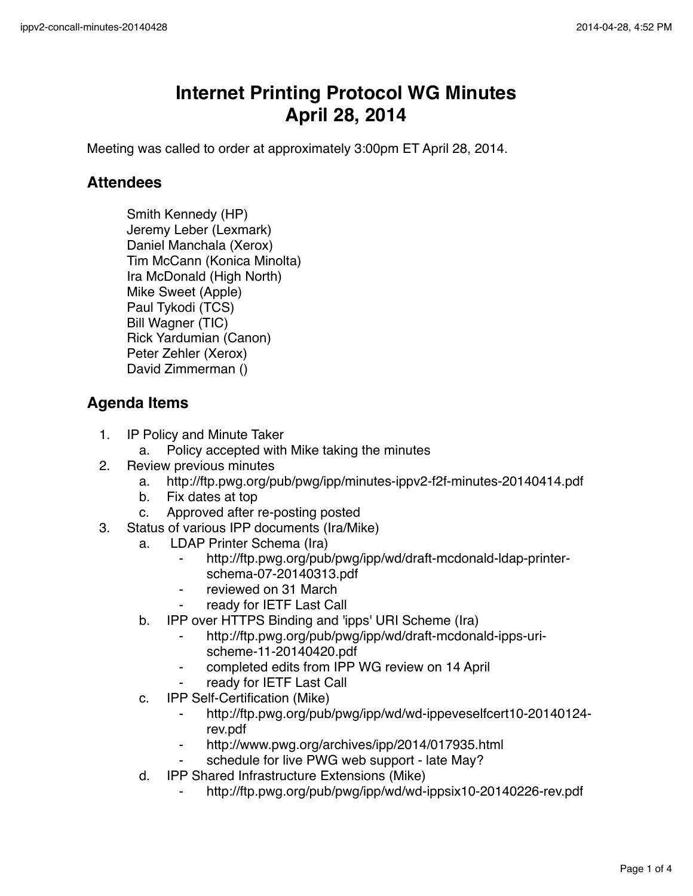# Internet Printing Protocol WG Minutes
# April 28, 2014

Meeting was called to order at approximately 3:00pm ET April 28, 2014.

## Attendees

Smith Kennedy (HP)
Jeremy Leber (Lexmark)
Daniel Manchala (Xerox)
Tim McCann (Konica Minolta)
Ira McDonald (High North)
Mike Sweet (Apple)
Paul Tykodi (TCS)
Bill Wagner (TIC)
Rick Yardumian (Canon)
Peter Zehler (Xerox)
David Zimmerman ()

## Agenda Items

1. IP Policy and Minute Taker
   a. Policy accepted with Mike taking the minutes
2. Review previous minutes
   a. http://ftp.pwg.org/pub/pwg/ipp/minutes-ippv2-f2f-minutes-20140414.pdf
   b. Fix dates at top
   c. Approved after re-posting posted
3. Status of various IPP documents (Ira/Mike)
   a. LDAP Printer Schema (Ira)
      - http://ftp.pwg.org/pub/pwg/ipp/wd/draft-mcdonald-ldap-printer-schema-07-20140313.pdf
      - reviewed on 31 March
      - ready for IETF Last Call
   b. IPP over HTTPS Binding and 'ipps' URI Scheme (Ira)
      - http://ftp.pwg.org/pub/pwg/ipp/wd/draft-mcdonald-ipps-uri-scheme-11-20140420.pdf
      - completed edits from IPP WG review on 14 April
      - ready for IETF Last Call
   c. IPP Self-Certification (Mike)
      - http://ftp.pwg.org/pub/pwg/ipp/wd/wd-ippeveselfcert10-20140124-rev.pdf
      - http://www.pwg.org/archives/ipp/2014/017935.html
      - schedule for live PWG web support - late May?
   d. IPP Shared Infrastructure Extensions (Mike)
      - http://ftp.pwg.org/pub/pwg/ipp/wd/wd-ippsix10-20140226-rev.pdf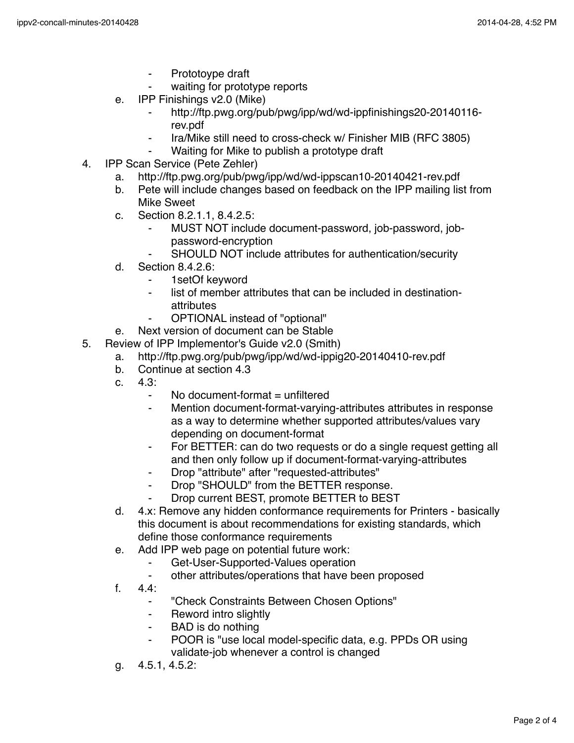- Prototoype draft
- waiting for prototype reports

e. IPP Finishings v2.0 (Mike)
- http://ftp.pwg.org/pub/pwg/ipp/wd/wd-ippfinishings20-20140116-rev.pdf
- Ira/Mike still need to cross-check w/ Finisher MIB (RFC 3805)
- Waiting for Mike to publish a prototype draft

4. IPP Scan Service (Pete Zehler)
    a. http://ftp.pwg.org/pub/pwg/ipp/wd/wd-ippscan10-20140421-rev.pdf
    b. Pete will include changes based on feedback on the IPP mailing list from Mike Sweet
    c. Section 8.2.1.1, 8.4.2.5:
        - MUST NOT include document-password, job-password, job-password-encryption
        - SHOULD NOT include attributes for authentication/security
    d. Section 8.4.2.6:
        - 1setOf keyword
        - list of member attributes that can be included in destination-attributes
        - OPTIONAL instead of "optional"
    e. Next version of document can be Stable
5. Review of IPP Implementor's Guide v2.0 (Smith)
    a. http://ftp.pwg.org/pub/pwg/ipp/wd/wd-ippig20-20140410-rev.pdf
    b. Continue at section 4.3
    c. 4.3:
        - No document-format = unfiltered
        - Mention document-format-varying-attributes attributes in response as a way to determine whether supported attributes/values vary depending on document-format
        - For BETTER: can do two requests or do a single request getting all and then only follow up if document-format-varying-attributes
        - Drop "attribute" after "requested-attributes"
        - Drop "SHOULD" from the BETTER response.
        - Drop current BEST, promote BETTER to BEST
    d. 4.x: Remove any hidden conformance requirements for Printers - basically this document is about recommendations for existing standards, which define those conformance requirements
    e. Add IPP web page on potential future work:
        - Get-User-Supported-Values operation
        - other attributes/operations that have been proposed
    f. 4.4:
        - "Check Constraints Between Chosen Options"
        - Reword intro slightly
        - BAD is do nothing
        - POOR is "use local model-specific data, e.g. PPDs OR using validate-job whenever a control is changed
    g. 4.5.1, 4.5.2: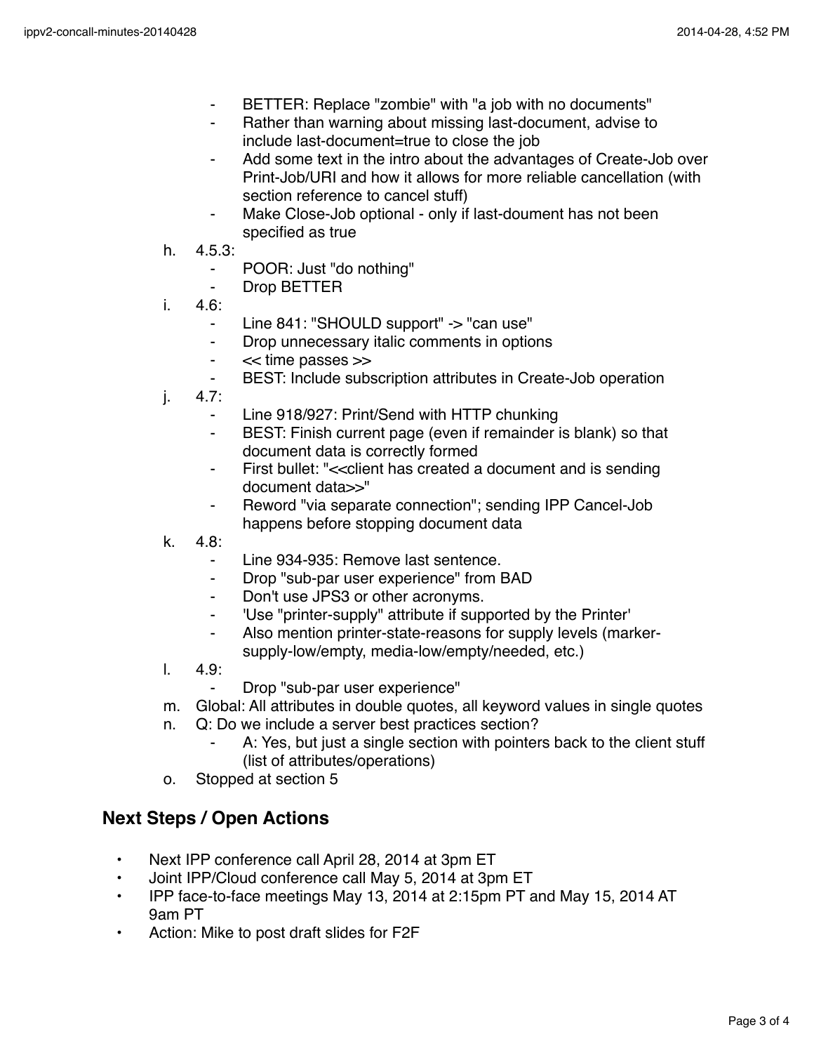- BETTER: Replace "zombie" with "a job with no documents"
- Rather than warning about missing last-document, advise to include last-document=true to close the job
- Add some text in the intro about the advantages of Create-Job over Print-Job/URI and how it allows for more reliable cancellation (with section reference to cancel stuff)
- Make Close-Job optional - only if last-doument has not been specified as true

h. 4.5.3:
   - POOR: Just "do nothing"
   - Drop BETTER

i. 4.6:
   - Line 841: "SHOULD support" -> "can use"
   - Drop unnecessary italic comments in options
   - << time passes >>
   - BEST: Include subscription attributes in Create-Job operation

j. 4.7:
   - Line 918/927: Print/Send with HTTP chunking
   - BEST: Finish current page (even if remainder is blank) so that document data is correctly formed
   - First bullet: "<<client has created a document and is sending document data>>"
   - Reword "via separate connection"; sending IPP Cancel-Job happens before stopping document data

k. 4.8:
   - Line 934-935: Remove last sentence.
   - Drop "sub-par user experience" from BAD
   - Don't use JPS3 or other acronyms.
   - 'Use "printer-supply" attribute if supported by the Printer'
   - Also mention printer-state-reasons for supply levels (marker-supply-low/empty, media-low/empty/needed, etc.)

l. 4.9:
   - Drop "sub-par user experience"

m. Global: All attributes in double quotes, all keyword values in single quotes

n. Q: Do we include a server best practices section?
   - A: Yes, but just a single section with pointers back to the client stuff (list of attributes/operations)

o. Stopped at section 5

## Next Steps / Open Actions

- Next IPP conference call April 28, 2014 at 3pm ET
- Joint IPP/Cloud conference call May 5, 2014 at 3pm ET
- IPP face-to-face meetings May 13, 2014 at 2:15pm PT and May 15, 2014 AT 9am PT
- Action: Mike to post draft slides for F2F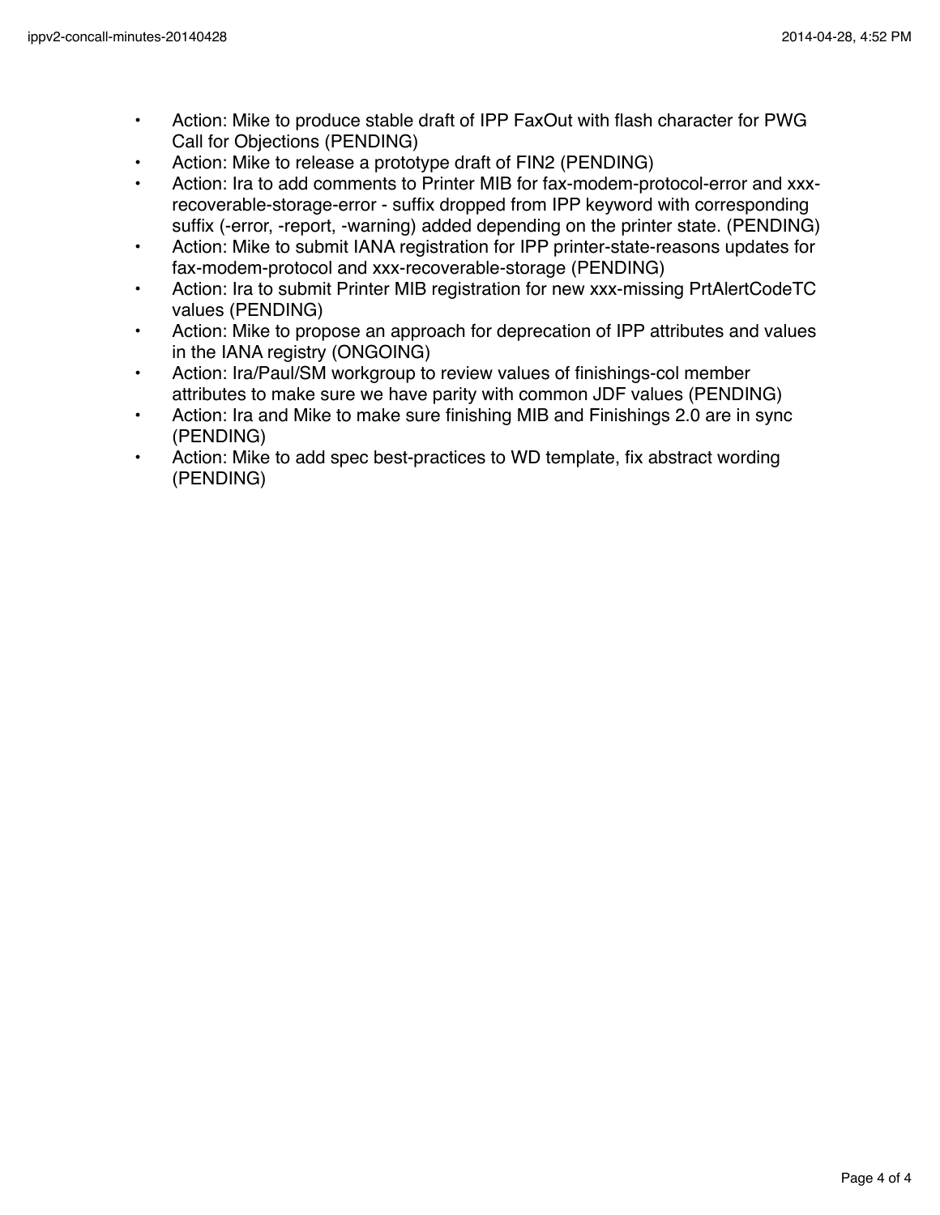- Action: Mike to produce stable draft of IPP FaxOut with flash character for PWG Call for Objections (PENDING)
- Action: Mike to release a prototype draft of FIN2 (PENDING)
- Action: Ira to add comments to Printer MIB for fax-modem-protocol-error and xxx-recoverable-storage-error - suffix dropped from IPP keyword with corresponding suffix (-error, -report, -warning) added depending on the printer state. (PENDING)
- Action: Mike to submit IANA registration for IPP printer-state-reasons updates for fax-modem-protocol and xxx-recoverable-storage (PENDING)
- Action: Ira to submit Printer MIB registration for new xxx-missing PrtAlertCodeTC values (PENDING)
- Action: Mike to propose an approach for deprecation of IPP attributes and values in the IANA registry (ONGOING)
- Action: Ira/Paul/SM workgroup to review values of finishings-col member attributes to make sure we have parity with common JDF values (PENDING)
- Action: Ira and Mike to make sure finishing MIB and Finishings 2.0 are in sync (PENDING)
- Action: Mike to add spec best-practices to WD template, fix abstract wording (PENDING)